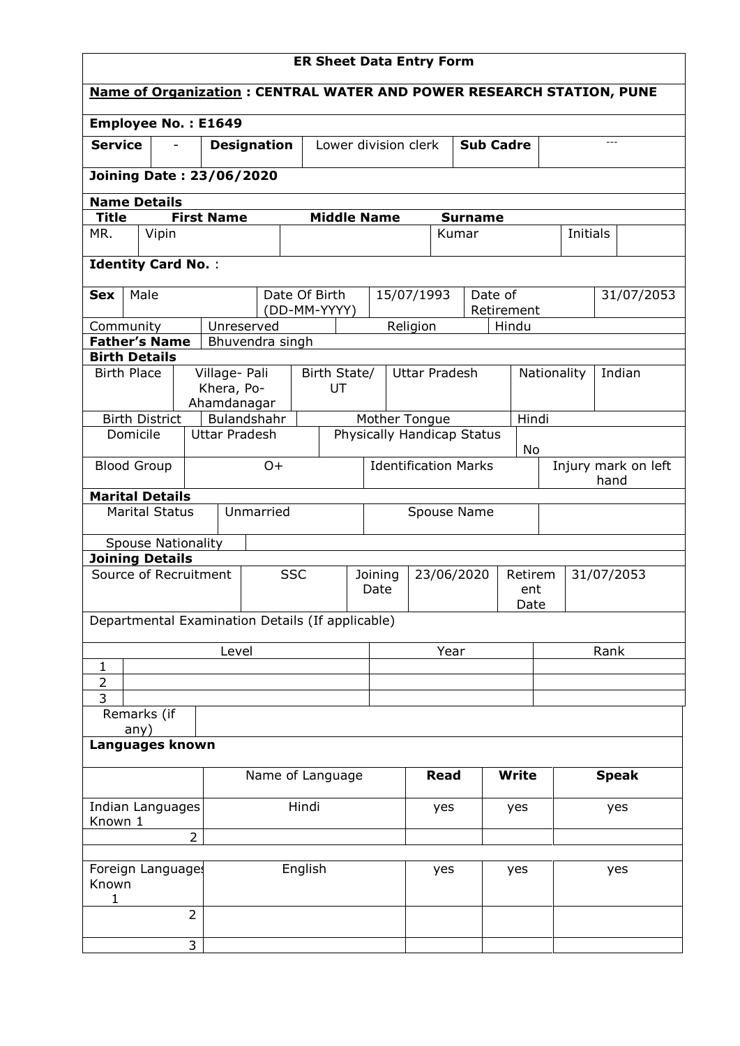# ER Sheet Data Entry Form

**Name of Organization : CENTRAL WATER AND POWER RESEARCH STATION, PUNE**

**Employee No. : E1649**

| **Service** | - | **Designation** | Lower division clerk | **Sub Cadre** | --- |
|---|---|---|---|---|---|

**Joining Date : 23/06/2020**

**Name Details**

| **Title** | **First Name** | **Middle Name** | **Surname** | | |
|---|---|---|---|---|---|
| MR. | Vipin | | Kumar | Initials | |

**Identity Card No.** :

| **Sex** | Male | Date Of Birth (DD-MM-YYYY) | 15/07/1993 | Date of Retirement | 31/07/2053 |
|---|---|---|---|---|---|
| Community | Unreserved | Religion | Hindu | | |
| **Father's Name** | Bhuvendra singh | | | | |

**Birth Details**

| Birth Place | Village- Pali Khera, Po-Ahamdanagar | Birth State/ UT | Uttar Pradesh | Nationality | Indian |
|---|---|---|---|---|---|
| Birth District | Bulandshahr | Mother Tongue | Hindi | | |
| Domicile | Uttar Pradesh | Physically Handicap Status | No | | |
| Blood Group | O+ | Identification Marks | Injury mark on left hand | | |

**Marital Details**

| Marital Status | Unmarried | Spouse Name | |
|---|---|---|---|
| Spouse Nationality | | | |

**Joining Details**

| Source of Recruitment | SSC | Joining Date | 23/06/2020 | Retirement Date | 31/07/2053 |
|---|---|---|---|---|---|

Departmental Examination Details (If applicable)

| | Level | Year | Rank |
|---|---|---|---|
| 1 | | | |
| 2 | | | |
| 3 | | | |

| Remarks (if any) | |
|---|---|

**Languages known**

| | Name of Language | **Read** | **Write** | **Speak** |
|---|---|---|---|---|
| Indian Languages Known 1 | Hindi | yes | yes | yes |
| 2 | | | | |
| Foreign Languages Known 1 | English | yes | yes | yes |
| 2 | | | | |
| 3 | | | | |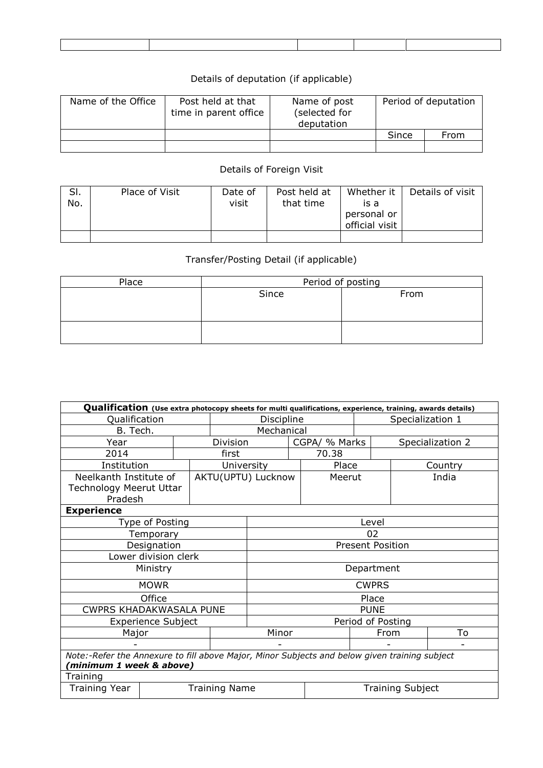| | | | | |
|---|---|---|---|---|
| | | | | |

Details of deputation (if applicable)

| Name of the Office | Post held at that time in parent office | Name of post (selected for deputation | Period of deputation | |
|---|---|---|---|---|
| | | | Since | From |
| | | | | |

Details of Foreign Visit

| Sl. No. | Place of Visit | Date of visit | Post held at that time | Whether it is a personal or official visit | Details of visit |
|---|---|---|---|---|---|
| | | | | | |

Transfer/Posting Detail (if applicable)

| Place | Period of posting | |
|---|---|---|
| | Since | From |
| | | |

**Qualification** **(Use extra photocopy sheets for multi qualifications, experience, training, awards details)**

| Qualification | Discipline | Specialization 1 |
|---|---|---|
| B. Tech. | Mechanical | |

| Year | Division | CGPA/ % Marks | Specialization 2 |
|---|---|---|---|
| 2014 | first | 70.38 | |

| Institution | University | Place | Country |
|---|---|---|---|
| Neelkanth Institute of Technology Meerut Uttar Pradesh | AKTU(UPTU) Lucknow | Meerut | India |

**Experience**

| Type of Posting | Level |
|---|---|
| Temporary | 02 |
| Designation | Present Position |
| Lower division clerk | |
| Ministry | Department |
| MOWR | CWPRS |
| Office | Place |
| CWPRS KHADAKWASALA PUNE | PUNE |

| Experience Subject | | Period of Posting | |
|---|---|---|---|
| Major | Minor | From | To |
| - | - | - | - |

*Note:-Refer the Annexure to fill above Major, Minor Subjects and below given training subject* ***(minimum 1 week & above)***

Training

| Training Year | Training Name | Training Subject |
|---|---|---|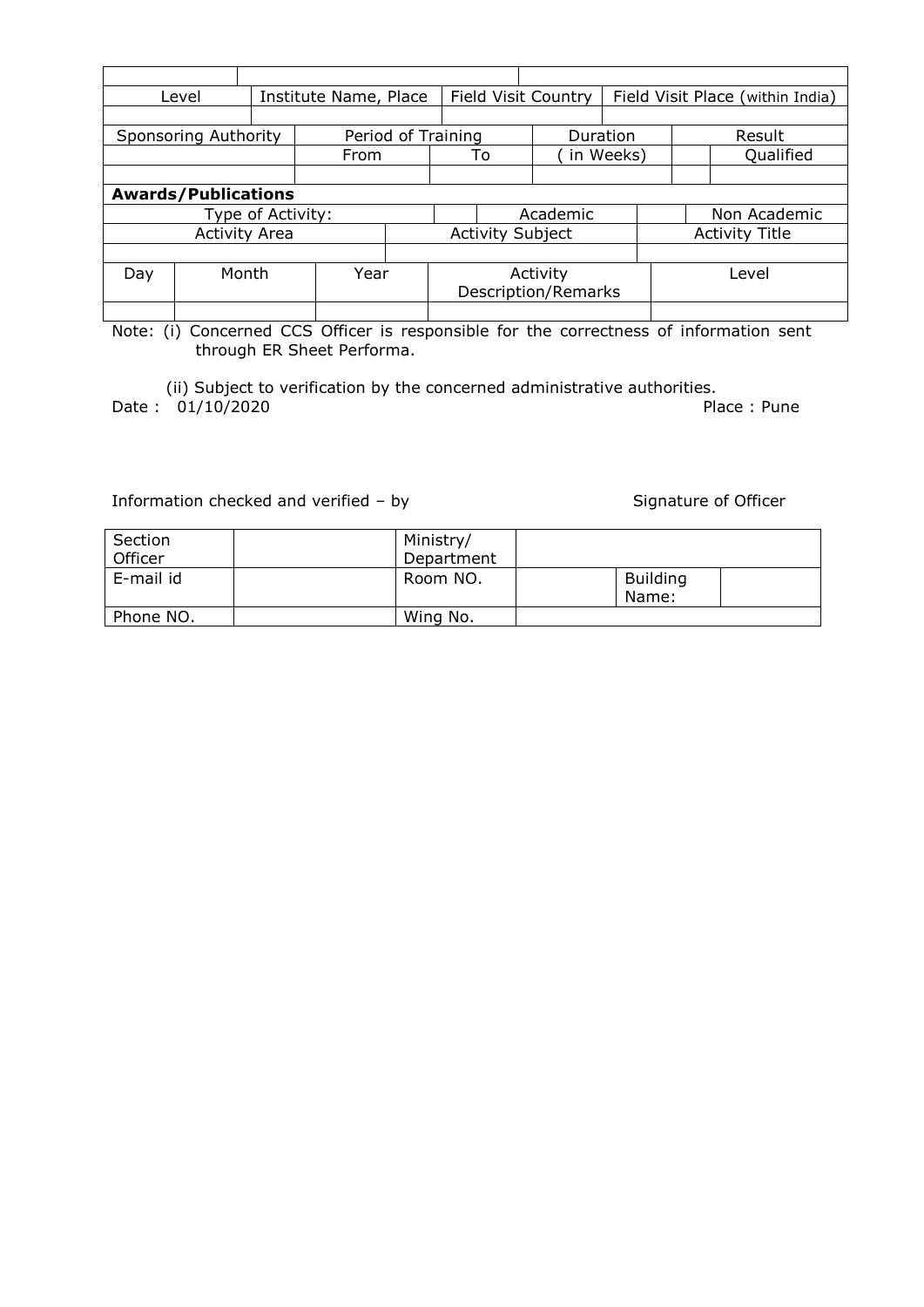| | | | | | |
|---|---|---|---|---|---|
| | | | | | |
| Level | Institute Name, Place | | Field Visit Country | | Field Visit Place (within India) |
| | | | | | |

| Sponsoring Authority | Period of Training | | Duration | Result | |
|---|---|---|---|---|---|
| | From | To | ( in Weeks) | | Qualified |
| | | | | | |

**Awards/Publications**

| Type of Activity: | | Academic | | Non Academic |
|---|---|---|---|---|
| Activity Area | Activity Subject | | Activity Title | |
| | | | | |

| Day | Month | Year | Activity Description/Remarks | Level |
|---|---|---|---|---|
| | | | | |

Note: (i) Concerned CCS Officer is responsible for the correctness of information sent through ER Sheet Performa.

(ii) Subject to verification by the concerned administrative authorities.

Date : 01/10/2020 Place : Pune

Information checked and verified – by Signature of Officer

| Section Officer | | Ministry/ Department | | | |
|---|---|---|---|---|---|
| E-mail id | | Room NO. | | Building Name: | |
| Phone NO. | | Wing No. | | | |